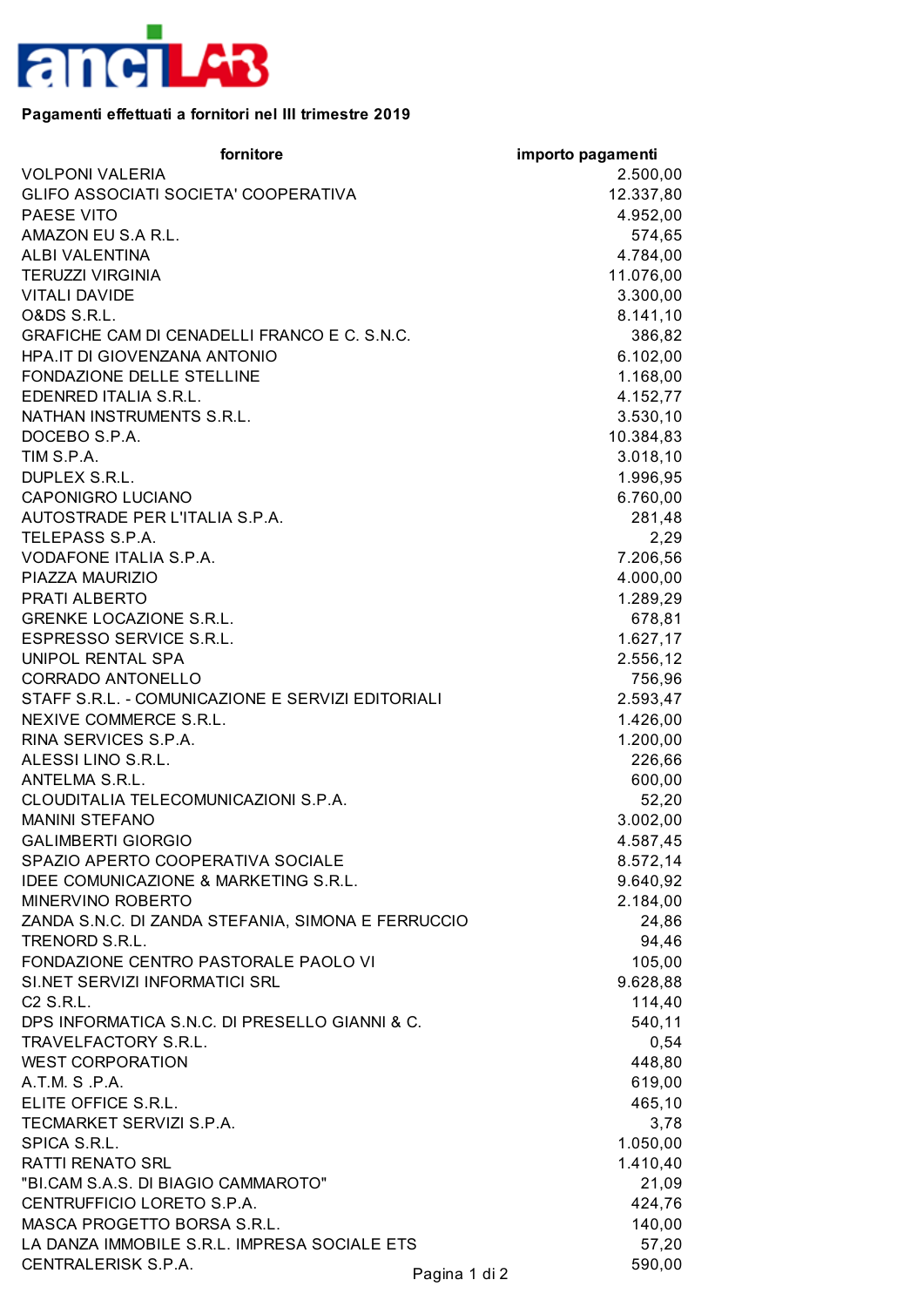**Pagamenti effettuati a fornitori nel III trimestre 2019**

| fornitore | importo pagamenti |
|---|---:|
| VOLPONI VALERIA | 2.500,00 |
| GLIFO ASSOCIATI SOCIETA' COOPERATIVA | 12.337,80 |
| PAESE VITO | 4.952,00 |
| AMAZON EU S.A R.L. | 574,65 |
| ALBI VALENTINA | 4.784,00 |
| TERUZZI VIRGINIA | 11.076,00 |
| VITALI DAVIDE | 3.300,00 |
| O&DS S.R.L. | 8.141,10 |
| GRAFICHE CAM DI CENADELLI FRANCO E C. S.N.C. | 386,82 |
| HPA.IT DI GIOVENZANA ANTONIO | 6.102,00 |
| FONDAZIONE DELLE STELLINE | 1.168,00 |
| EDENRED ITALIA S.R.L. | 4.152,77 |
| NATHAN INSTRUMENTS S.R.L. | 3.530,10 |
| DOCEBO S.P.A. | 10.384,83 |
| TIM S.P.A. | 3.018,10 |
| DUPLEX S.R.L. | 1.996,95 |
| CAPONIGRO LUCIANO | 6.760,00 |
| AUTOSTRADE PER L'ITALIA S.P.A. | 281,48 |
| TELEPASS S.P.A. | 2,29 |
| VODAFONE ITALIA S.P.A. | 7.206,56 |
| PIAZZA MAURIZIO | 4.000,00 |
| PRATI ALBERTO | 1.289,29 |
| GRENKE LOCAZIONE S.R.L. | 678,81 |
| ESPRESSO SERVICE S.R.L. | 1.627,17 |
| UNIPOL RENTAL SPA | 2.556,12 |
| CORRADO ANTONELLO | 756,96 |
| STAFF S.R.L. - COMUNICAZIONE E SERVIZI EDITORIALI | 2.593,47 |
| NEXIVE COMMERCE S.R.L. | 1.426,00 |
| RINA SERVICES S.P.A. | 1.200,00 |
| ALESSI LINO S.R.L. | 226,66 |
| ANTELMA S.R.L. | 600,00 |
| CLOUDITALIA TELECOMUNICAZIONI S.P.A. | 52,20 |
| MANINI STEFANO | 3.002,00 |
| GALIMBERTI GIORGIO | 4.587,45 |
| SPAZIO APERTO COOPERATIVA SOCIALE | 8.572,14 |
| IDEE COMUNICAZIONE & MARKETING S.R.L. | 9.640,92 |
| MINERVINO ROBERTO | 2.184,00 |
| ZANDA S.N.C. DI ZANDA STEFANIA, SIMONA E FERRUCCIO | 24,86 |
| TRENORD S.R.L. | 94,46 |
| FONDAZIONE CENTRO PASTORALE PAOLO VI | 105,00 |
| SI.NET SERVIZI INFORMATICI SRL | 9.628,88 |
| C2 S.R.L. | 114,40 |
| DPS INFORMATICA S.N.C. DI PRESELLO GIANNI & C. | 540,11 |
| TRAVELFACTORY S.R.L. | 0,54 |
| WEST CORPORATION | 448,80 |
| A.T.M. S .P.A. | 619,00 |
| ELITE OFFICE S.R.L. | 465,10 |
| TECMARKET SERVIZI S.P.A. | 3,78 |
| SPICA S.R.L. | 1.050,00 |
| RATTI RENATO SRL | 1.410,40 |
| "BI.CAM S.A.S. DI BIAGIO CAMMAROTO" | 21,09 |
| CENTRUFFICIO LORETO S.P.A. | 424,76 |
| MASCA PROGETTO BORSA S.R.L. | 140,00 |
| LA DANZA IMMOBILE S.R.L. IMPRESA SOCIALE ETS | 57,20 |
| CENTRALERISK S.P.A. | 590,00 |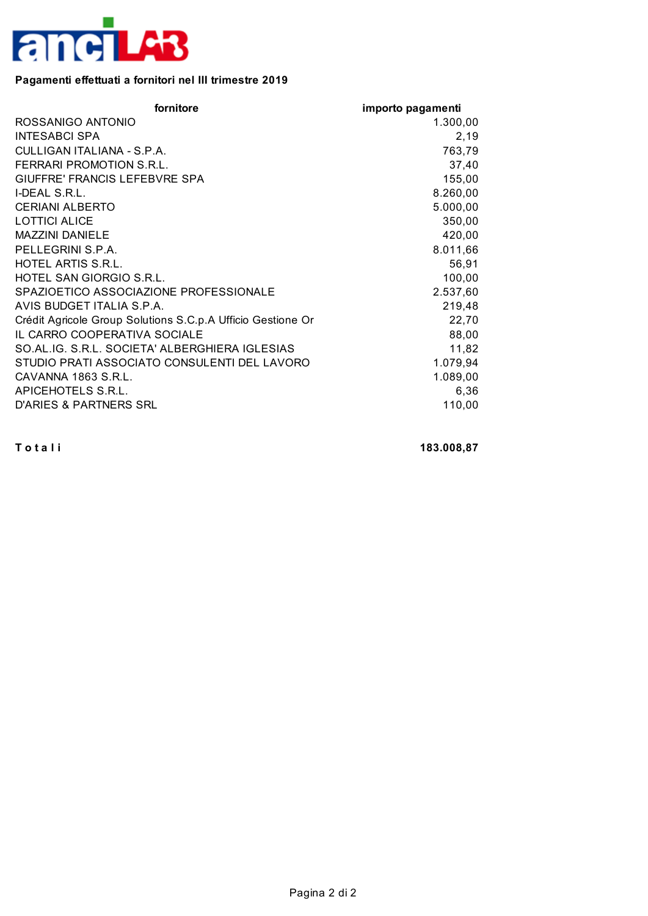anciLAB

**Pagamenti effettuati a fornitori nel III trimestre 2019**

| fornitore | importo pagamenti |
|---|---|
| ROSSANIGO ANTONIO | 1.300,00 |
| INTESABCI SPA | 2,19 |
| CULLIGAN ITALIANA - S.P.A. | 763,79 |
| FERRARI PROMOTION S.R.L. | 37,40 |
| GIUFFRE' FRANCIS LEFEBVRE SPA | 155,00 |
| I-DEAL S.R.L. | 8.260,00 |
| CERIANI ALBERTO | 5.000,00 |
| LOTTICI ALICE | 350,00 |
| MAZZINI DANIELE | 420,00 |
| PELLEGRINI S.P.A. | 8.011,66 |
| HOTEL ARTIS S.R.L. | 56,91 |
| HOTEL SAN GIORGIO S.R.L. | 100,00 |
| SPAZIOETICO ASSOCIAZIONE PROFESSIONALE | 2.537,60 |
| AVIS BUDGET ITALIA S.P.A. | 219,48 |
| Crédit Agricole Group Solutions S.C.p.A Ufficio Gestione Or | 22,70 |
| IL CARRO COOPERATIVA SOCIALE | 88,00 |
| SO.AL.IG. S.R.L. SOCIETA' ALBERGHIERA IGLESIAS | 11,82 |
| STUDIO PRATI ASSOCIATO CONSULENTI DEL LAVORO | 1.079,94 |
| CAVANNA 1863 S.R.L. | 1.089,00 |
| APICEHOTELS S.R.L. | 6,36 |
| D'ARIES & PARTNERS SRL | 110,00 |
| **Totali** | **183.008,87** |